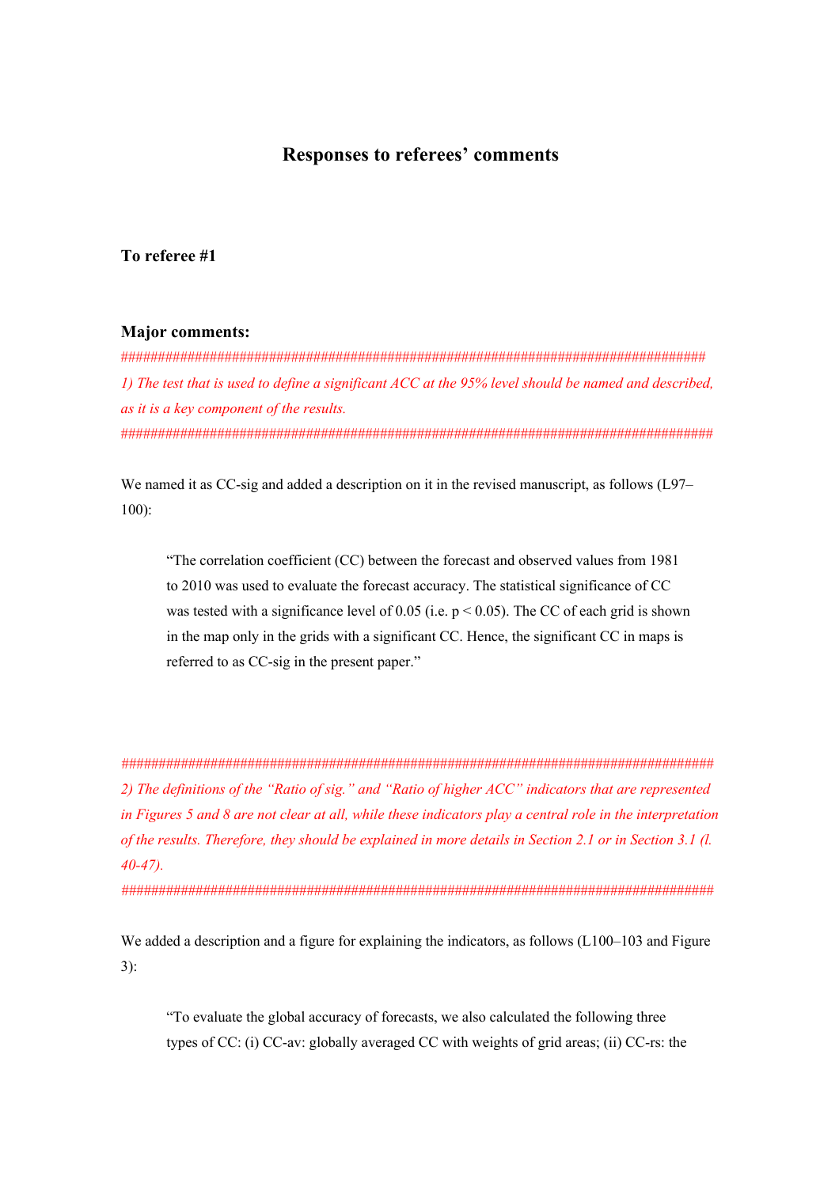# Responses to referees' comments

## To referee #1

### Major comments:

################################################################################

*1) The test that is used to define a significant ACC at the 95% level should be named and described, as it is a key component of the results.*

################################################################################

We named it as CC-sig and added a description on it in the revised manuscript, as follows (L97–100):

> "The correlation coefficient (CC) between the forecast and observed values from 1981 to 2010 was used to evaluate the forecast accuracy. The statistical significance of CC was tested with a significance level of 0.05 (i.e. $p < 0.05$). The CC of each grid is shown in the map only in the grids with a significant CC. Hence, the significant CC in maps is referred to as CC-sig in the present paper."

################################################################################

*2) The definitions of the "Ratio of sig." and "Ratio of higher ACC" indicators that are represented in Figures 5 and 8 are not clear at all, while these indicators play a central role in the interpretation of the results. Therefore, they should be explained in more details in Section 2.1 or in Section 3.1 (l. 40-47).*

################################################################################

We added a description and a figure for explaining the indicators, as follows (L100–103 and Figure 3):

> "To evaluate the global accuracy of forecasts, we also calculated the following three types of CC: (i) CC-av: globally averaged CC with weights of grid areas; (ii) CC-rs: the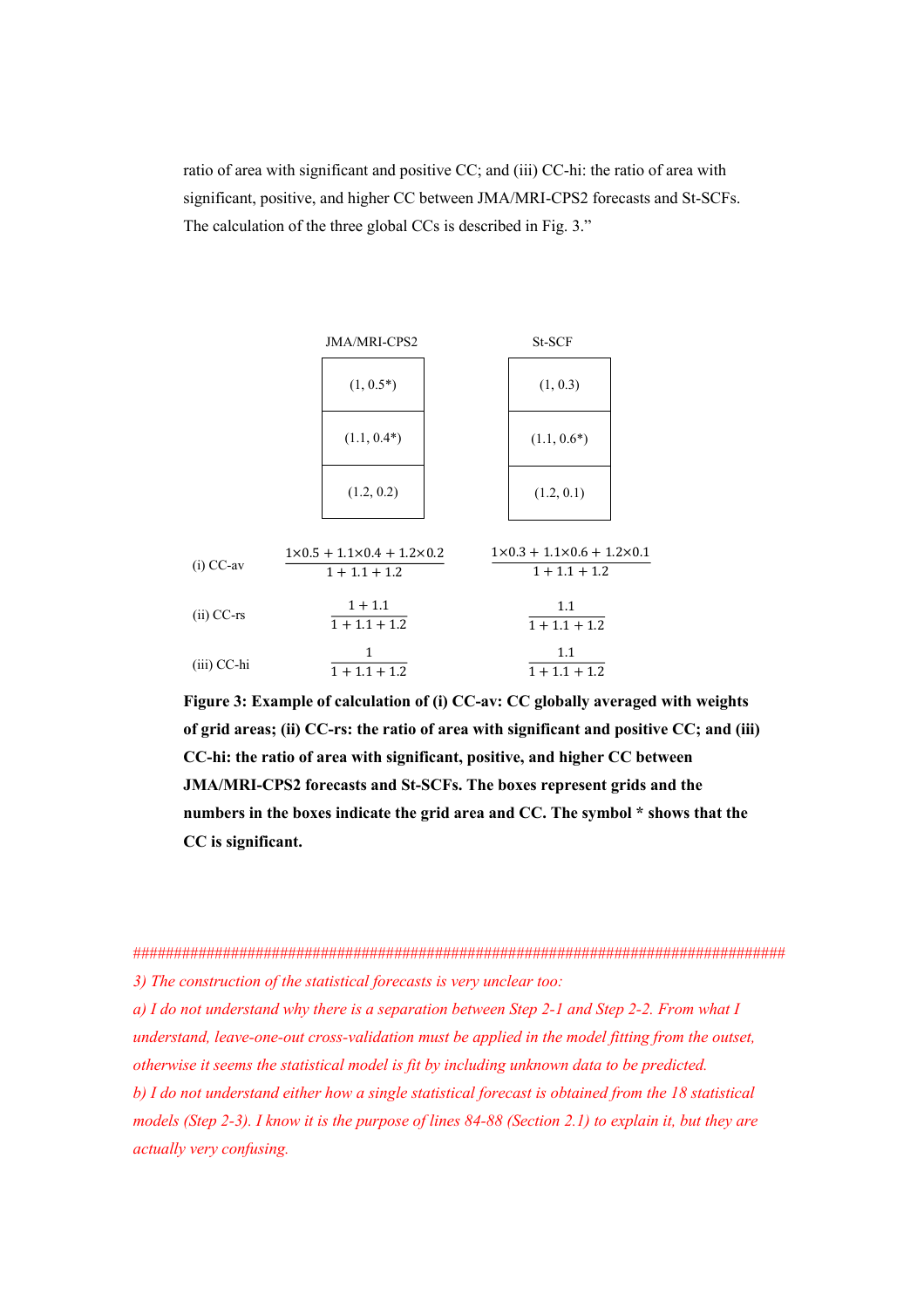ratio of area with significant and positive CC; and (iii) CC-hi: the ratio of area with significant, positive, and higher CC between JMA/MRI-CPS2 forecasts and St-SCFs. The calculation of the three global CCs is described in Fig. 3."

| JMA/MRI-CPS2 | St-SCF |
|---|---|
| (1, 0.5*) | (1, 0.3) |
| (1.1, 0.4*) | (1.1, 0.6*) |
| (1.2, 0.2) | (1.2, 0.1) |

| | JMA/MRI-CPS2 | St-SCF |
|---|---|---|
| (i) CC-av | $\frac{1\times0.5 + 1.1\times0.4 + 1.2\times0.2}{1 + 1.1 + 1.2}$ | $\frac{1\times0.3 + 1.1\times0.6 + 1.2\times0.1}{1 + 1.1 + 1.2}$ |
| (ii) CC-rs | $\frac{1 + 1.1}{1 + 1.1 + 1.2}$ | $\frac{1.1}{1 + 1.1 + 1.2}$ |
| (iii) CC-hi | $\frac{1}{1 + 1.1 + 1.2}$ | $\frac{1.1}{1 + 1.1 + 1.2}$ |

**Figure 3: Example of calculation of (i) CC-av: CC globally averaged with weights of grid areas; (ii) CC-rs: the ratio of area with significant and positive CC; and (iii) CC-hi: the ratio of area with significant, positive, and higher CC between JMA/MRI-CPS2 forecasts and St-SCFs. The boxes represent grids and the numbers in the boxes indicate the grid area and CC. The symbol * shows that the CC is significant.**

##################################################################################

*3) The construction of the statistical forecasts is very unclear too:*

*a) I do not understand why there is a separation between Step 2-1 and Step 2-2. From what I understand, leave-one-out cross-validation must be applied in the model fitting from the outset, otherwise it seems the statistical model is fit by including unknown data to be predicted.*

*b) I do not understand either how a single statistical forecast is obtained from the 18 statistical models (Step 2-3). I know it is the purpose of lines 84-88 (Section 2.1) to explain it, but they are actually very confusing.*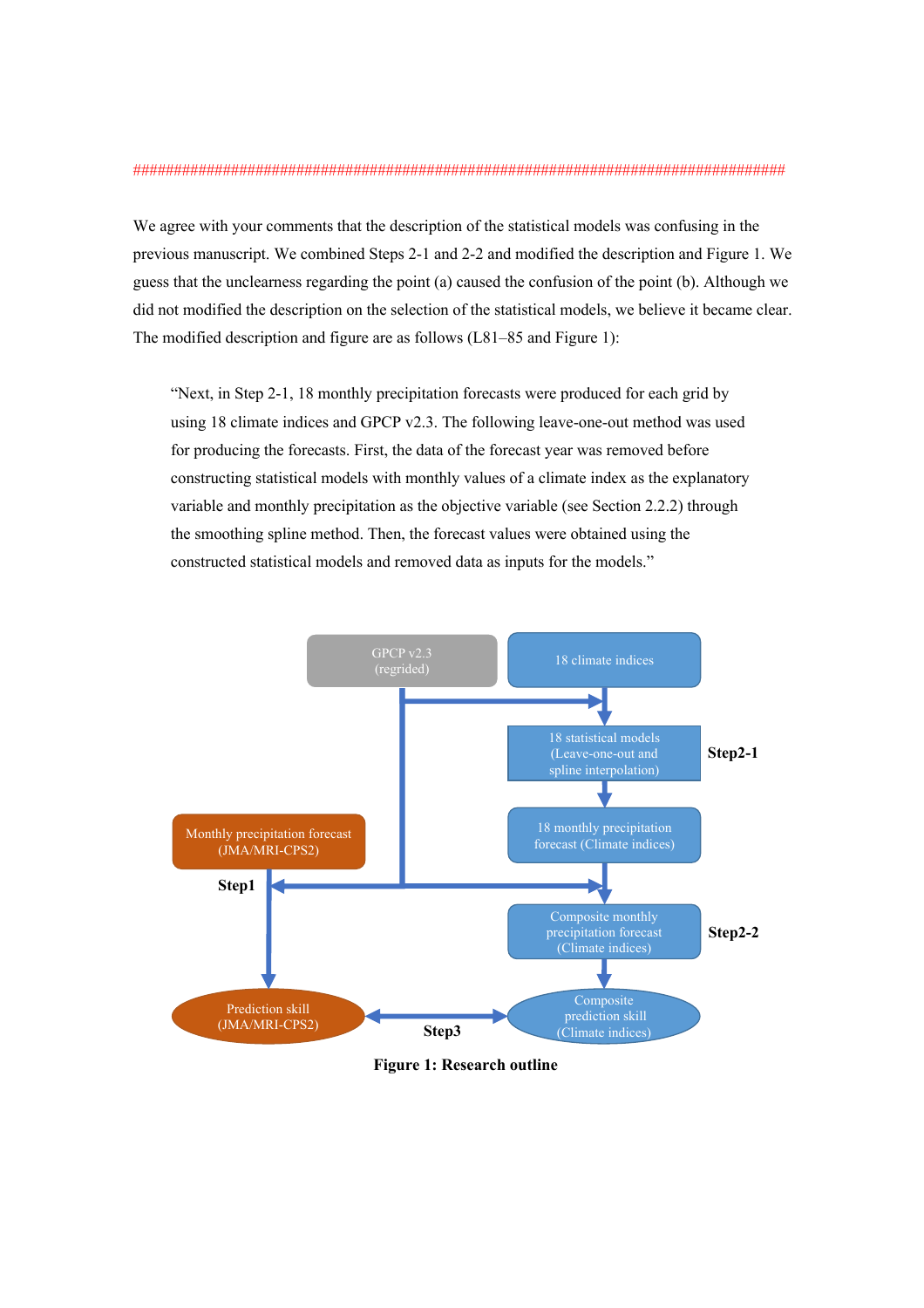################################################################################

We agree with your comments that the description of the statistical models was confusing in the previous manuscript. We combined Steps 2-1 and 2-2 and modified the description and Figure 1. We guess that the unclearness regarding the point (a) caused the confusion of the point (b). Although we did not modified the description on the selection of the statistical models, we believe it became clear. The modified description and figure are as follows (L81–85 and Figure 1):

> "Next, in Step 2-1, 18 monthly precipitation forecasts were produced for each grid by using 18 climate indices and GPCP v2.3. The following leave-one-out method was used for producing the forecasts. First, the data of the forecast year was removed before constructing statistical models with monthly values of a climate index as the explanatory variable and monthly precipitation as the objective variable (see Section 2.2.2) through the smoothing spline method. Then, the forecast values were obtained using the constructed statistical models and removed data as inputs for the models."

GPCP v2.3 (regrided)

18 climate indices

18 statistical models (Leave-one-out and spline interpolation) — Step2-1

Monthly precipitation forecast (JMA/MRI-CPS2)

18 monthly precipitation forecast (Climate indices)

Step1

Composite monthly precipitation forecast (Climate indices) — Step2-2

Prediction skill (JMA/MRI-CPS2)

Step3

Composite prediction skill (Climate indices)

**Figure 1: Research outline**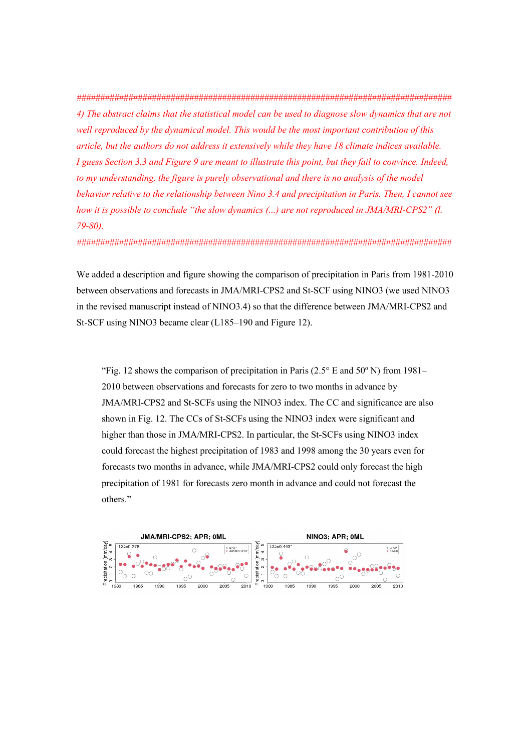######################################################################################

*4) The abstract claims that the statistical model can be used to diagnose slow dynamics that are not well reproduced by the dynamical model. This would be the most important contribution of this article, but the authors do not address it extensively while they have 18 climate indices available. I guess Section 3.3 and Figure 9 are meant to illustrate this point, but they fail to convince. Indeed, to my understanding, the figure is purely observational and there is no analysis of the model behavior relative to the relationship between Nino 3.4 and precipitation in Paris. Then, I cannot see how it is possible to conclude "the slow dynamics (...) are not reproduced in JMA/MRI-CPS2" (l. 79-80).*

######################################################################################

We added a description and figure showing the comparison of precipitation in Paris from 1981-2010 between observations and forecasts in JMA/MRI-CPS2 and St-SCF using NINO3 (we used NINO3 in the revised manuscript instead of NINO3.4) so that the difference between JMA/MRI-CPS2 and St-SCF using NINO3 became clear (L185–190 and Figure 12).

> "Fig. 12 shows the comparison of precipitation in Paris (2.5° E and 50º N) from 1981–2010 between observations and forecasts for zero to two months in advance by JMA/MRI-CPS2 and St-SCFs using the NINO3 index. The CC and significance are also shown in Fig. 12. The CCs of St-SCFs using the NINO3 index were significant and higher than those in JMA/MRI-CPS2. In particular, the St-SCFs using NINO3 index could forecast the highest precipitation of 1983 and 1998 among the 30 years even for forecasts two months in advance, while JMA/MRI-CPS2 could only forecast the high precipitation of 1981 for forecasts zero month in advance and could not forecast the others."

**JMA/MRI-CPS2; APR; 0ML** — CC=0.278

**NINO3; APR; 0ML** — CC=0.443*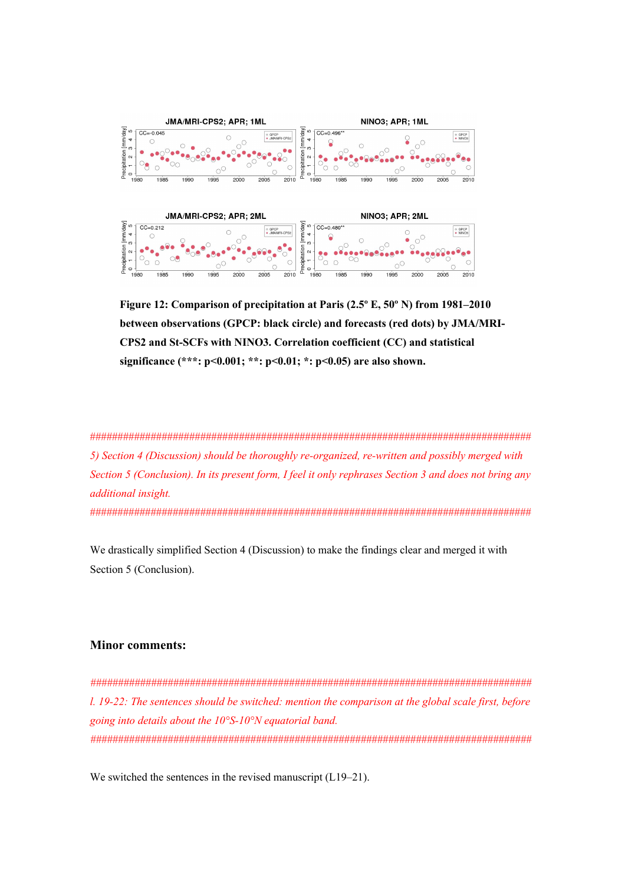Figure 12: Comparison of precipitation at Paris (2.5º E, 50º N) from 1981–2010 between observations (GPCP: black circle) and forecasts (red dots) by JMA/MRI-CPS2 and St-SCFs with NINO3. Correlation coefficient (CC) and statistical significance (***: p<0.001; **: p<0.01; *: p<0.05) are also shown.

*####################################################################################*

*5) Section 4 (Discussion) should be thoroughly re-organized, re-written and possibly merged with Section 5 (Conclusion). In its present form, I feel it only rephrases Section 3 and does not bring any additional insight.*

*####################################################################################*

We drastically simplified Section 4 (Discussion) to make the findings clear and merged it with Section 5 (Conclusion).

## Minor comments:

*####################################################################################*

*l. 19-22: The sentences should be switched: mention the comparison at the global scale first, before going into details about the 10°S-10°N equatorial band.*

*####################################################################################*

We switched the sentences in the revised manuscript (L19–21).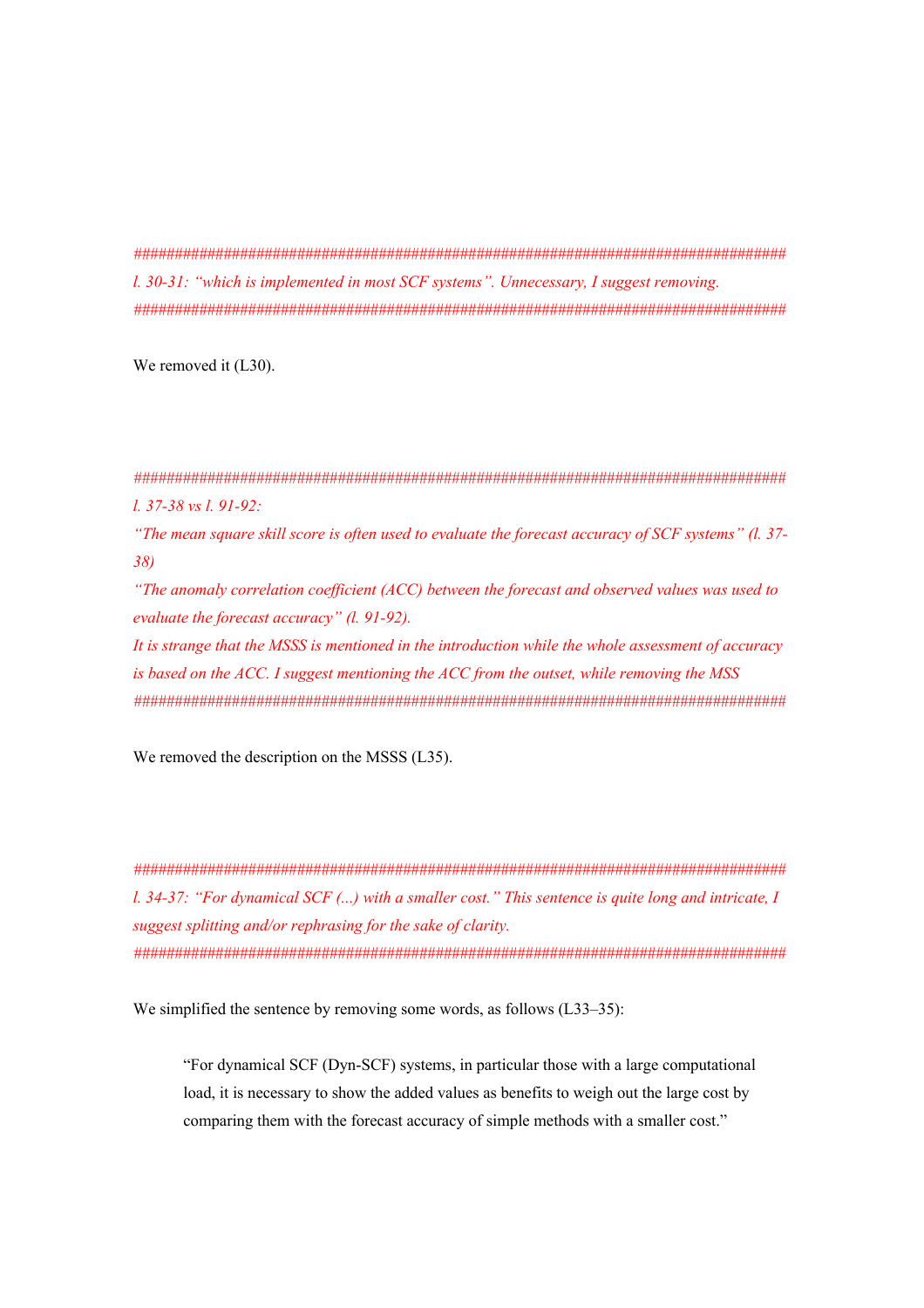################################################################################

*l. 30-31: "which is implemented in most SCF systems". Unnecessary, I suggest removing.*

################################################################################

We removed it (L30).

################################################################################

*l. 37-38 vs l. 91-92:*

*"The mean square skill score is often used to evaluate the forecast accuracy of SCF systems" (l. 37-38)*

*"The anomaly correlation coefficient (ACC) between the forecast and observed values was used to evaluate the forecast accuracy" (l. 91-92).*

*It is strange that the MSSS is mentioned in the introduction while the whole assessment of accuracy is based on the ACC. I suggest mentioning the ACC from the outset, while removing the MSS*

################################################################################

We removed the description on the MSSS (L35).

################################################################################

*l. 34-37: "For dynamical SCF (...) with a smaller cost." This sentence is quite long and intricate, I suggest splitting and/or rephrasing for the sake of clarity.*

################################################################################

We simplified the sentence by removing some words, as follows (L33–35):

> "For dynamical SCF (Dyn-SCF) systems, in particular those with a large computational load, it is necessary to show the added values as benefits to weigh out the large cost by comparing them with the forecast accuracy of simple methods with a smaller cost."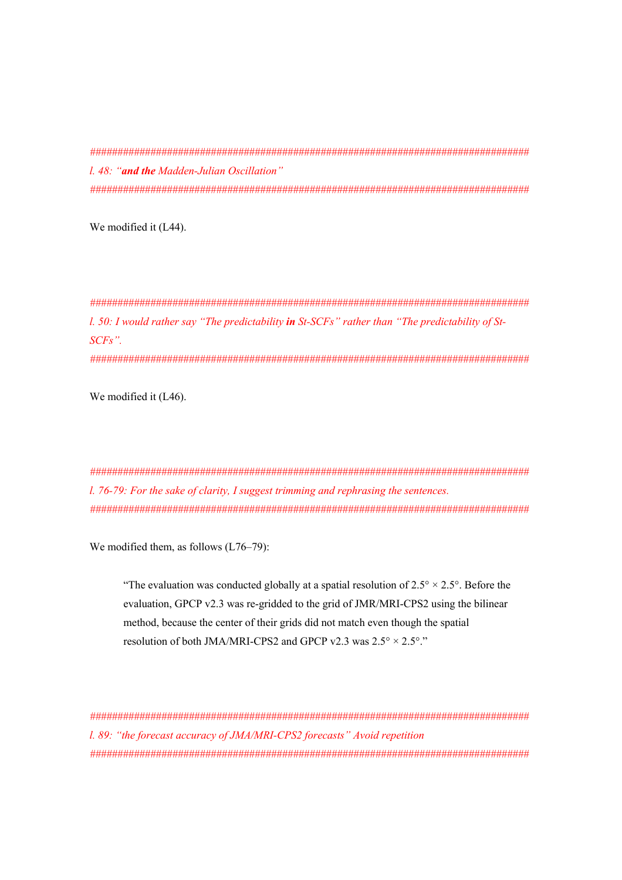##################################################################################

*l. 48: "**and the** Madden-Julian Oscillation"*

##################################################################################

We modified it (L44).

##################################################################################

*l. 50: I would rather say "The predictability **in** St-SCFs" rather than "The predictability of St-SCFs".*

##################################################################################

We modified it (L46).

##################################################################################

*l. 76-79: For the sake of clarity, I suggest trimming and rephrasing the sentences.*

##################################################################################

We modified them, as follows (L76–79):

> "The evaluation was conducted globally at a spatial resolution of 2.5° × 2.5°. Before the evaluation, GPCP v2.3 was re-gridded to the grid of JMR/MRI-CPS2 using the bilinear method, because the center of their grids did not match even though the spatial resolution of both JMA/MRI-CPS2 and GPCP v2.3 was 2.5° × 2.5°."

##################################################################################

*l. 89: "the forecast accuracy of JMA/MRI-CPS2 forecasts" Avoid repetition*

##################################################################################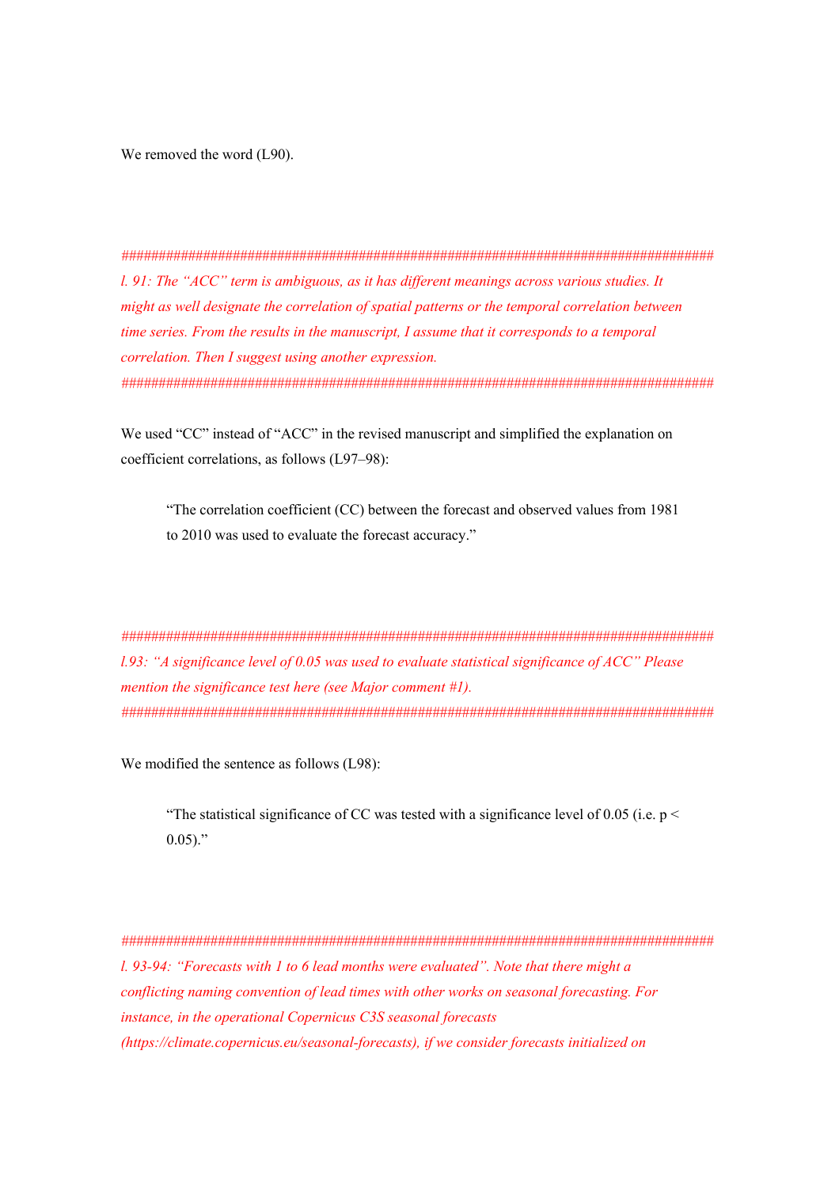We removed the word (L90).

#####################################################################################

*l. 91: The "ACC" term is ambiguous, as it has different meanings across various studies. It might as well designate the correlation of spatial patterns or the temporal correlation between time series. From the results in the manuscript, I assume that it corresponds to a temporal correlation. Then I suggest using another expression.*

#####################################################################################

We used "CC" instead of "ACC" in the revised manuscript and simplified the explanation on coefficient correlations, as follows (L97–98):

> "The correlation coefficient (CC) between the forecast and observed values from 1981 to 2010 was used to evaluate the forecast accuracy."

#####################################################################################

*l.93: "A significance level of 0.05 was used to evaluate statistical significance of ACC" Please mention the significance test here (see Major comment #1).*

#####################################################################################

We modified the sentence as follows (L98):

> "The statistical significance of CC was tested with a significance level of 0.05 (i.e. $p < 0.05$)."

#####################################################################################

*l. 93-94: "Forecasts with 1 to 6 lead months were evaluated". Note that there might a conflicting naming convention of lead times with other works on seasonal forecasting. For instance, in the operational Copernicus C3S seasonal forecasts (https://climate.copernicus.eu/seasonal-forecasts), if we consider forecasts initialized on*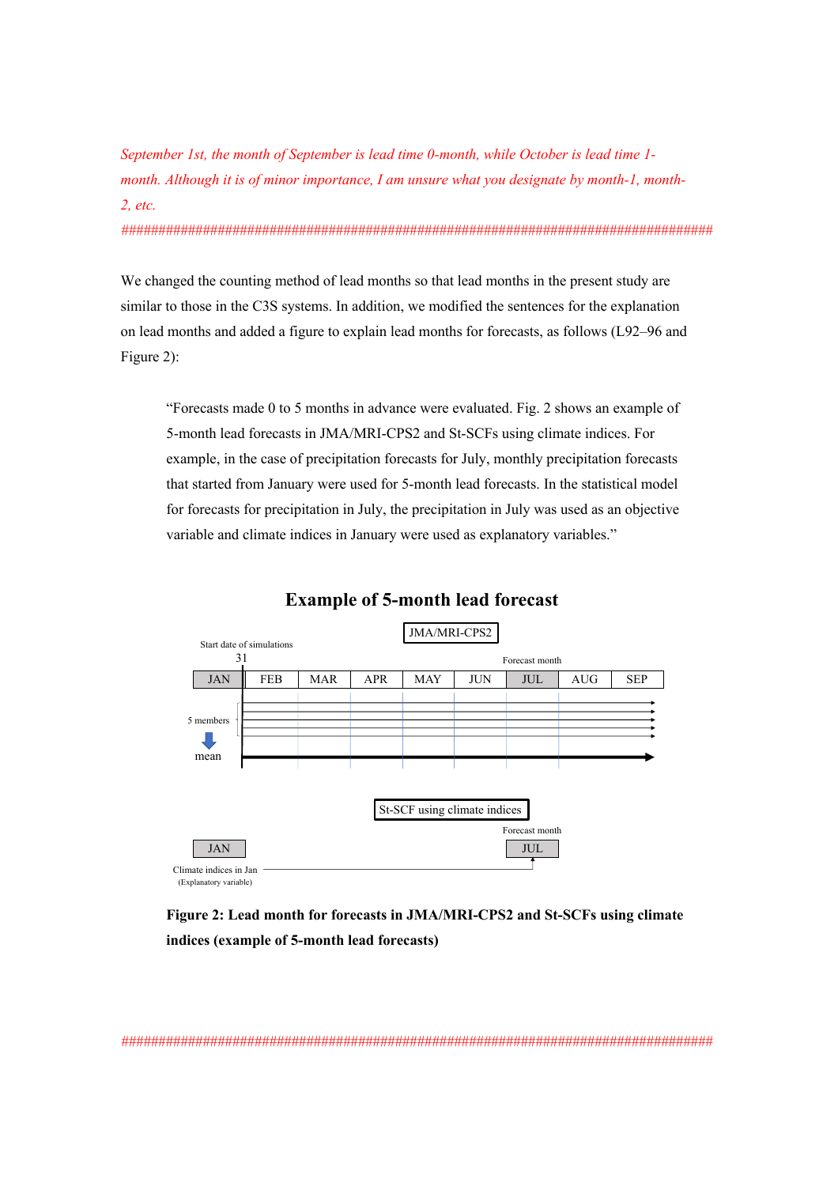*September 1st, the month of September is lead time 0-month, while October is lead time 1-month. Although it is of minor importance, I am unsure what you designate by month-1, month-2, etc.*

################################################################################

We changed the counting method of lead months so that lead months in the present study are similar to those in the C3S systems. In addition, we modified the sentences for the explanation on lead months and added a figure to explain lead months for forecasts, as follows (L92–96 and Figure 2):

> "Forecasts made 0 to 5 months in advance were evaluated. Fig. 2 shows an example of 5-month lead forecasts in JMA/MRI-CPS2 and St-SCFs using climate indices. For example, in the case of precipitation forecasts for July, monthly precipitation forecasts that started from January were used for 5-month lead forecasts. In the statistical model for forecasts for precipitation in July, the precipitation in July was used as an objective variable and climate indices in January were used as explanatory variables."

**Example of 5-month lead forecast**

JMA/MRI-CPS2

Start date of simulations 31 | Forecast month

| JAN | FEB | MAR | APR | MAY | JUN | JUL | AUG | SEP |
|---|---|---|---|---|---|---|---|---|

5 members → mean

St-SCF using climate indices

Forecast month: JUL

JAN: Climate indices in Jan (Explanatory variable)

**Figure 2: Lead month for forecasts in JMA/MRI-CPS2 and St-SCFs using climate indices (example of 5-month lead forecasts)**

################################################################################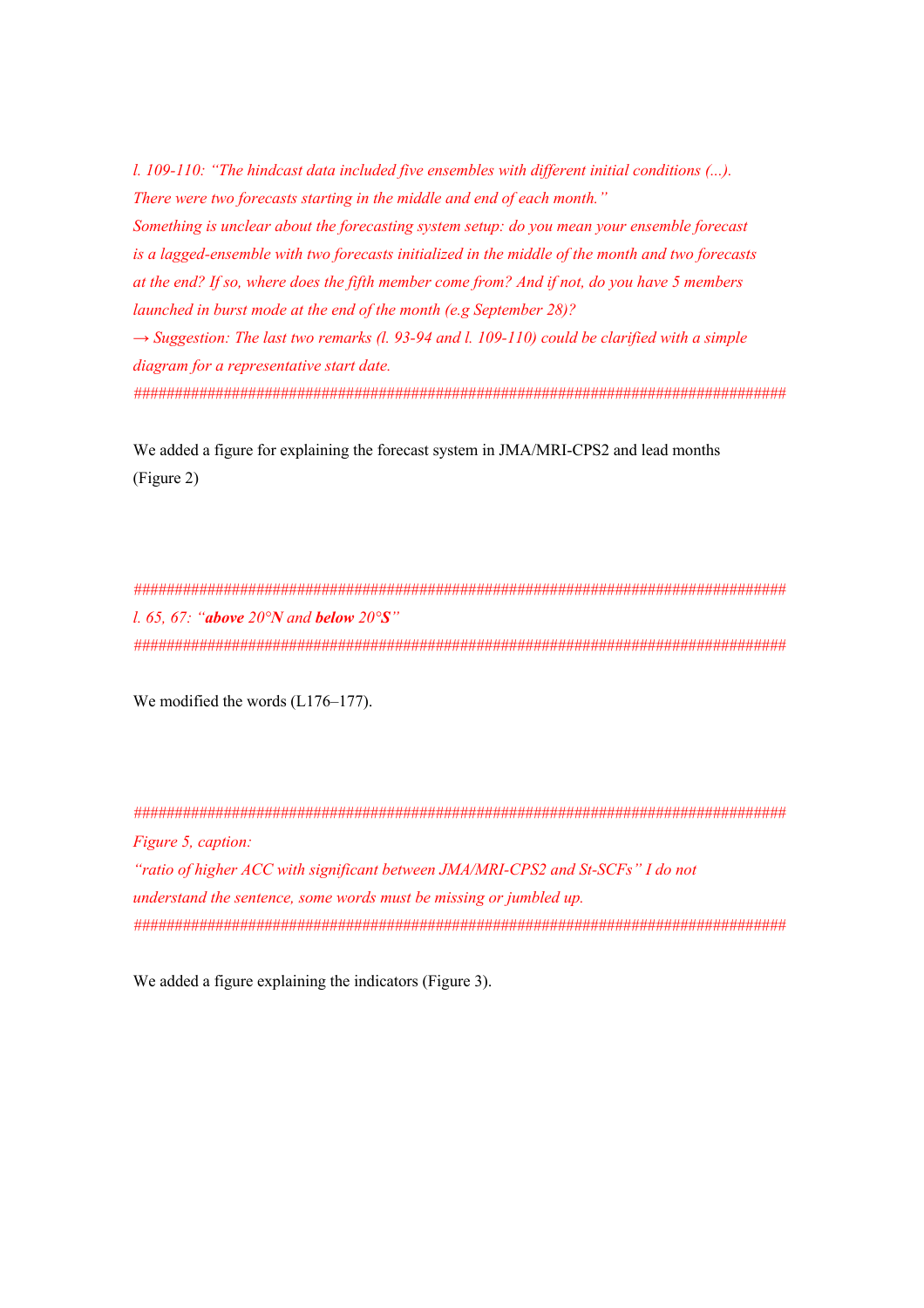*l. 109-110: "The hindcast data included five ensembles with different initial conditions (...). There were two forecasts starting in the middle and end of each month."*
*Something is unclear about the forecasting system setup: do you mean your ensemble forecast is a lagged-ensemble with two forecasts initialized in the middle of the month and two forecasts at the end? If so, where does the fifth member come from? And if not, do you have 5 members launched in burst mode at the end of the month (e.g September 28)?*
*→ Suggestion: The last two remarks (l. 93-94 and l. 109-110) could be clarified with a simple diagram for a representative start date.*
*################################################################################*

We added a figure for explaining the forecast system in JMA/MRI-CPS2 and lead months (Figure 2)

*################################################################################*
*l. 65, 67: "**above** 20°N and **below** 20°**S**"*
*################################################################################*

We modified the words (L176–177).

*################################################################################*
*Figure 5, caption:*
*"ratio of higher ACC with significant between JMA/MRI-CPS2 and St-SCFs" I do not understand the sentence, some words must be missing or jumbled up.*
*################################################################################*

We added a figure explaining the indicators (Figure 3).